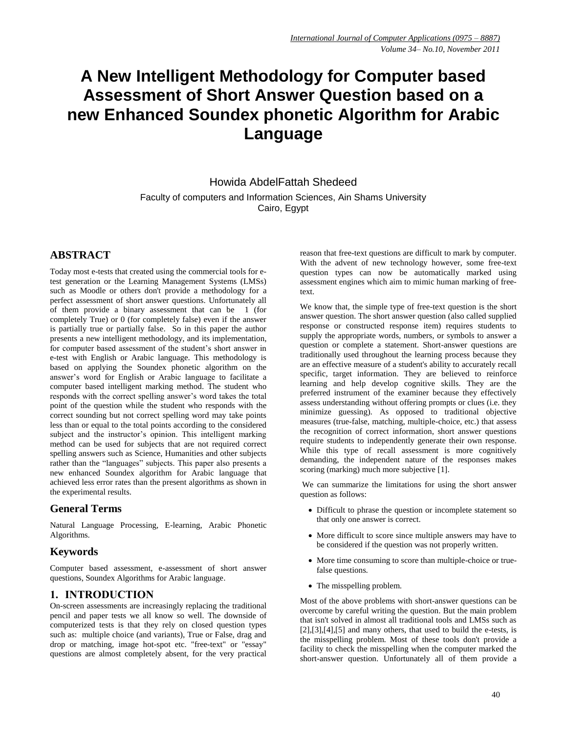# A New Intelligent Methodology for Computer based Assessment of Short Answer Question based on a new Enhanced Soundex phonetic Algorithm for Arabic Language

Howida AbdelFattah Shedeed

Faculty of computers and Information Sciences, Ain Shams University
Cairo, Egypt

## ABSTRACT

Today most e-tests that created using the commercial tools for e-test generation or the Learning Management Systems (LMSs) such as Moodle or others don't provide a methodology for a perfect assessment of short answer questions. Unfortunately all of them provide a binary assessment that can be 1 (for completely True) or 0 (for completely false) even if the answer is partially true or partially false. So in this paper the author presents a new intelligent methodology, and its implementation, for computer based assessment of the student's short answer in e-test with English or Arabic language. This methodology is based on applying the Soundex phonetic algorithm on the answer's word for English or Arabic language to facilitate a computer based intelligent marking method. The student who responds with the correct spelling answer's word takes the total point of the question while the student who responds with the correct sounding but not correct spelling word may take points less than or equal to the total points according to the considered subject and the instructor's opinion. This intelligent marking method can be used for subjects that are not required correct spelling answers such as Science, Humanities and other subjects rather than the "languages" subjects. This paper also presents a new enhanced Soundex algorithm for Arabic language that achieved less error rates than the present algorithms as shown in the experimental results.

## General Terms

Natural Language Processing, E-learning, Arabic Phonetic Algorithms.

## Keywords

Computer based assessment, e-assessment of short answer questions, Soundex Algorithms for Arabic language.

## 1. INTRODUCTION

On-screen assessments are increasingly replacing the traditional pencil and paper tests we all know so well. The downside of computerized tests is that they rely on closed question types such as: multiple choice (and variants), True or False, drag and drop or matching, image hot-spot etc. "free-text" or "essay" questions are almost completely absent, for the very practical reason that free-text questions are difficult to mark by computer. With the advent of new technology however, some free-text question types can now be automatically marked using assessment engines which aim to mimic human marking of free-text.

We know that, the simple type of free-text question is the short answer question. The short answer question (also called supplied response or constructed response item) requires students to supply the appropriate words, numbers, or symbols to answer a question or complete a statement. Short-answer questions are traditionally used throughout the learning process because they are an effective measure of a student's ability to accurately recall specific, target information. They are believed to reinforce learning and help develop cognitive skills. They are the preferred instrument of the examiner because they effectively assess understanding without offering prompts or clues (i.e. they minimize guessing). As opposed to traditional objective measures (true-false, matching, multiple-choice, etc.) that assess the recognition of correct information, short answer questions require students to independently generate their own response. While this type of recall assessment is more cognitively demanding, the independent nature of the responses makes scoring (marking) much more subjective [1].

We can summarize the limitations for using the short answer question as follows:

- Difficult to phrase the question or incomplete statement so that only one answer is correct.
- More difficult to score since multiple answers may have to be considered if the question was not properly written.
- More time consuming to score than multiple-choice or true-false questions.
- The misspelling problem.

Most of the above problems with short-answer questions can be overcome by careful writing the question. But the main problem that isn't solved in almost all traditional tools and LMSs such as [2],[3],[4],[5] and many others, that used to build the e-tests, is the misspelling problem. Most of these tools don't provide a facility to check the misspelling when the computer marked the short-answer question. Unfortunately all of them provide a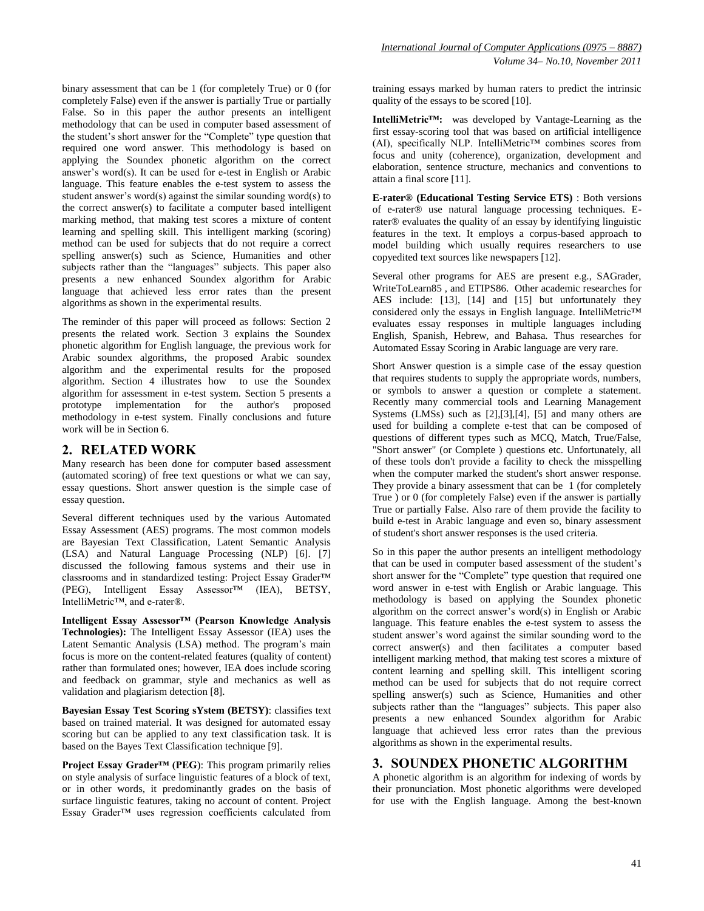binary assessment that can be 1 (for completely True) or 0 (for completely False) even if the answer is partially True or partially False. So in this paper the author presents an intelligent methodology that can be used in computer based assessment of the student's short answer for the "Complete" type question that required one word answer. This methodology is based on applying the Soundex phonetic algorithm on the correct answer's word(s). It can be used for e-test in English or Arabic language. This feature enables the e-test system to assess the student answer's word(s) against the similar sounding word(s) to the correct answer(s) to facilitate a computer based intelligent marking method, that making test scores a mixture of content learning and spelling skill. This intelligent marking (scoring) method can be used for subjects that do not require a correct spelling answer(s) such as Science, Humanities and other subjects rather than the "languages" subjects. This paper also presents a new enhanced Soundex algorithm for Arabic language that achieved less error rates than the present algorithms as shown in the experimental results.

The reminder of this paper will proceed as follows: Section 2 presents the related work. Section 3 explains the Soundex phonetic algorithm for English language, the previous work for Arabic soundex algorithms, the proposed Arabic soundex algorithm and the experimental results for the proposed algorithm. Section 4 illustrates how to use the Soundex algorithm for assessment in e-test system. Section 5 presents a prototype implementation for the author's proposed methodology in e-test system. Finally conclusions and future work will be in Section 6.

## 2. RELATED WORK

Many research has been done for computer based assessment (automated scoring) of free text questions or what we can say, essay questions. Short answer question is the simple case of essay question.

Several different techniques used by the various Automated Essay Assessment (AES) programs. The most common models are Bayesian Text Classification, Latent Semantic Analysis (LSA) and Natural Language Processing (NLP) [6]. [7] discussed the following famous systems and their use in classrooms and in standardized testing: Project Essay Grader™ (PEG), Intelligent Essay Assessor™ (IEA), BETSY, IntelliMetric™, and e-rater®.

**Intelligent Essay Assessor™ (Pearson Knowledge Analysis Technologies):** The Intelligent Essay Assessor (IEA) uses the Latent Semantic Analysis (LSA) method. The program's main focus is more on the content-related features (quality of content) rather than formulated ones; however, IEA does include scoring and feedback on grammar, style and mechanics as well as validation and plagiarism detection [8].

**Bayesian Essay Test Scoring sYstem (BETSY)**: classifies text based on trained material. It was designed for automated essay scoring but can be applied to any text classification task. It is based on the Bayes Text Classification technique [9].

**Project Essay Grader™ (PEG)**: This program primarily relies on style analysis of surface linguistic features of a block of text, or in other words, it predominantly grades on the basis of surface linguistic features, taking no account of content. Project Essay Grader™ uses regression coefficients calculated from training essays marked by human raters to predict the intrinsic quality of the essays to be scored [10].

**IntelliMetric™:** was developed by Vantage-Learning as the first essay-scoring tool that was based on artificial intelligence (AI), specifically NLP. IntelliMetric™ combines scores from focus and unity (coherence), organization, development and elaboration, sentence structure, mechanics and conventions to attain a final score [11].

**E-rater® (Educational Testing Service ETS)** : Both versions of e-rater® use natural language processing techniques. E-rater® evaluates the quality of an essay by identifying linguistic features in the text. It employs a corpus-based approach to model building which usually requires researchers to use copyedited text sources like newspapers [12].

Several other programs for AES are present e.g., SAGrader, WriteToLearn85 , and ETIPS86. Other academic researches for AES include: [13], [14] and [15] but unfortunately they considered only the essays in English language. IntelliMetric™ evaluates essay responses in multiple languages including English, Spanish, Hebrew, and Bahasa. Thus researches for Automated Essay Scoring in Arabic language are very rare.

Short Answer question is a simple case of the essay question that requires students to supply the appropriate words, numbers, or symbols to answer a question or complete a statement. Recently many commercial tools and Learning Management Systems (LMSs) such as [2],[3],[4], [5] and many others are used for building a complete e-test that can be composed of questions of different types such as MCQ, Match, True/False, "Short answer" (or Complete ) questions etc. Unfortunately, all of these tools don't provide a facility to check the misspelling when the computer marked the student's short answer response. They provide a binary assessment that can be 1 (for completely True ) or 0 (for completely False) even if the answer is partially True or partially False. Also rare of them provide the facility to build e-test in Arabic language and even so, binary assessment of student's short answer responses is the used criteria.

So in this paper the author presents an intelligent methodology that can be used in computer based assessment of the student's short answer for the "Complete" type question that required one word answer in e-test with English or Arabic language. This methodology is based on applying the Soundex phonetic algorithm on the correct answer's word(s) in English or Arabic language. This feature enables the e-test system to assess the student answer's word against the similar sounding word to the correct answer(s) and then facilitates a computer based intelligent marking method, that making test scores a mixture of content learning and spelling skill. This intelligent scoring method can be used for subjects that do not require correct spelling answer(s) such as Science, Humanities and other subjects rather than the "languages" subjects. This paper also presents a new enhanced Soundex algorithm for Arabic language that achieved less error rates than the previous algorithms as shown in the experimental results.

## 3. SOUNDEX PHONETIC ALGORITHM

A phonetic algorithm is an algorithm for indexing of words by their pronunciation. Most phonetic algorithms were developed for use with the English language. Among the best-known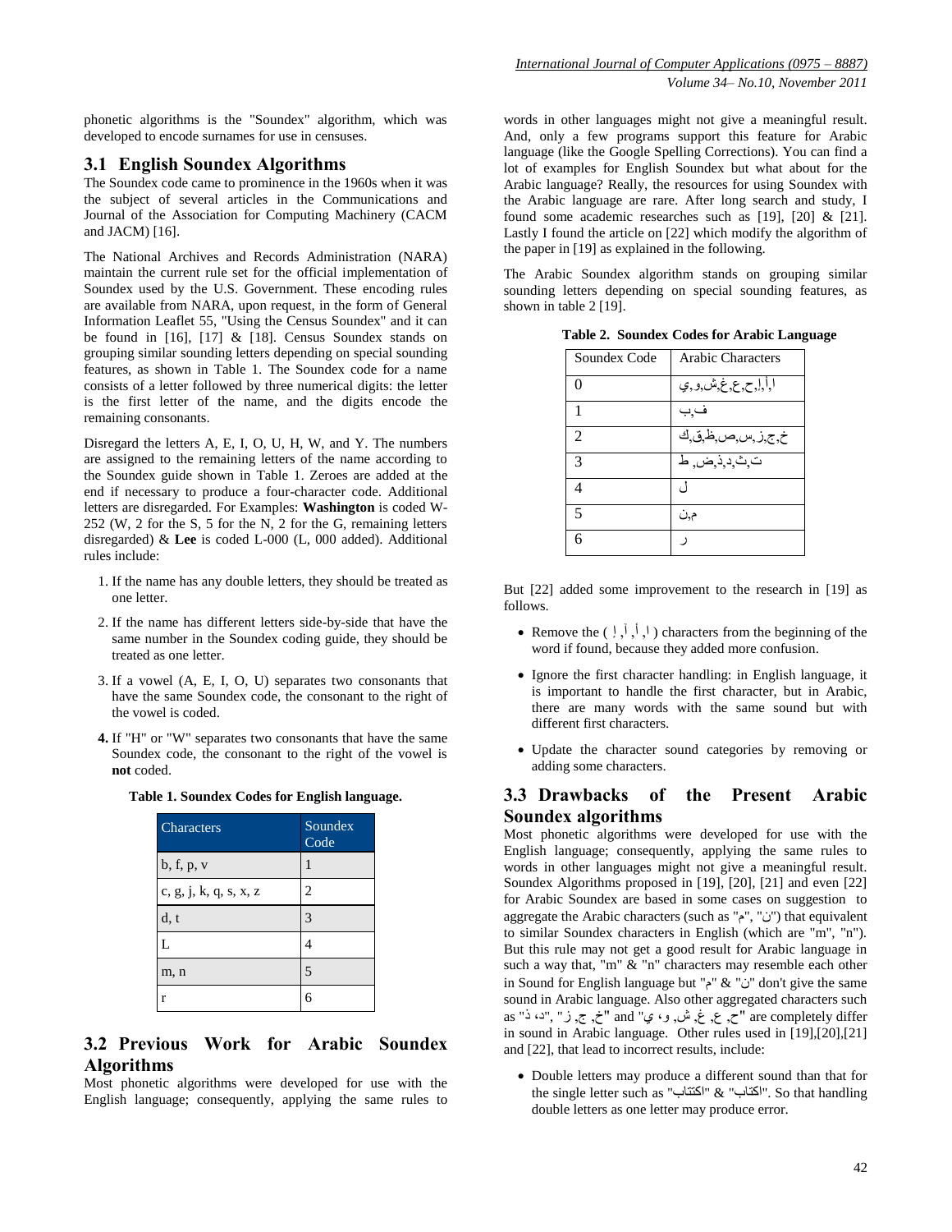phonetic algorithms is the "Soundex" algorithm, which was developed to encode surnames for use in censuses.

## 3.1 English Soundex Algorithms

The Soundex code came to prominence in the 1960s when it was the subject of several articles in the Communications and Journal of the Association for Computing Machinery (CACM and JACM) [16].

The National Archives and Records Administration (NARA) maintain the current rule set for the official implementation of Soundex used by the U.S. Government. These encoding rules are available from NARA, upon request, in the form of General Information Leaflet 55, "Using the Census Soundex" and it can be found in [16], [17] & [18]. Census Soundex stands on grouping similar sounding letters depending on special sounding features, as shown in Table 1. The Soundex code for a name consists of a letter followed by three numerical digits: the letter is the first letter of the name, and the digits encode the remaining consonants.

Disregard the letters A, E, I, O, U, H, W, and Y. The numbers are assigned to the remaining letters of the name according to the Soundex guide shown in Table 1. Zeroes are added at the end if necessary to produce a four-character code. Additional letters are disregarded. For Examples: **Washington** is coded W-252 (W, 2 for the S, 5 for the N, 2 for the G, remaining letters disregarded) & **Lee** is coded L-000 (L, 000 added). Additional rules include:

1. If the name has any double letters, they should be treated as one letter.
2. If the name has different letters side-by-side that have the same number in the Soundex coding guide, they should be treated as one letter.
3. If a vowel (A, E, I, O, U) separates two consonants that have the same Soundex code, the consonant to the right of the vowel is coded.
4. If "H" or "W" separates two consonants that have the same Soundex code, the consonant to the right of the vowel is **not** coded.

**Table 1. Soundex Codes for English language.**

| Characters | Soundex Code |
|---|---|
| b, f, p, v | 1 |
| c, g, j, k, q, s, x, z | 2 |
| d, t | 3 |
| L | 4 |
| m, n | 5 |
| r | 6 |

## 3.2 Previous Work for Arabic Soundex Algorithms

Most phonetic algorithms were developed for use with the English language; consequently, applying the same rules to words in other languages might not give a meaningful result. And, only a few programs support this feature for Arabic language (like the Google Spelling Corrections). You can find a lot of examples for English Soundex but what about for the Arabic language? Really, the resources for using Soundex with the Arabic language are rare. After long search and study, I found some academic researches such as [19], [20] & [21]. Lastly I found the article on [22] which modify the algorithm of the paper in [19] as explained in the following.

The Arabic Soundex algorithm stands on grouping similar sounding letters depending on special sounding features, as shown in table 2 [19].

**Table 2. Soundex Codes for Arabic Language**

| Soundex Code | Arabic Characters |
|---|---|
| 0 | ا,أ,إ,ح,ع,غ,ش,و,ي |
| 1 | ف,ب |
| 2 | خ,ج,ز,س,ص,ظ,ق,ك |
| 3 | ت,ث,د,ذ,ض, ط |
| 4 | ل |
| 5 | م,ن |
| 6 | ر |

But [22] added some improvement to the research in [19] as follows.

- Remove the ( ا, أ, آ, إ ) characters from the beginning of the word if found, because they added more confusion.
- Ignore the first character handling: in English language, it is important to handle the first character, but in Arabic, there are many words with the same sound but with different first characters.
- Update the character sound categories by removing or adding some characters.

## 3.3 Drawbacks of the Present Arabic Soundex algorithms

Most phonetic algorithms were developed for use with the English language; consequently, applying the same rules to words in other languages might not give a meaningful result. Soundex Algorithms proposed in [19], [20], [21] and even [22] for Arabic Soundex are based in some cases on suggestion to aggregate the Arabic characters (such as "م", "ن") that equivalent to similar Soundex characters in English (which are "m", "n"). But this rule may not get a good result for Arabic language in such a way that, "m" & "n" characters may resemble each other in Sound for English language but "م" & "ن" don't give the same sound in Arabic language. Also other aggregated characters such as "د، ذ", "خ, ج, ز" and "ح, ع, غ, ش, و، ي" are completely differ in sound in Arabic language. Other rules used in [19],[20],[21] and [22], that lead to incorrect results, include:

- Double letters may produce a different sound than that for the single letter such as "اكتتاب" & "اكتاب". So that handling double letters as one letter may produce error.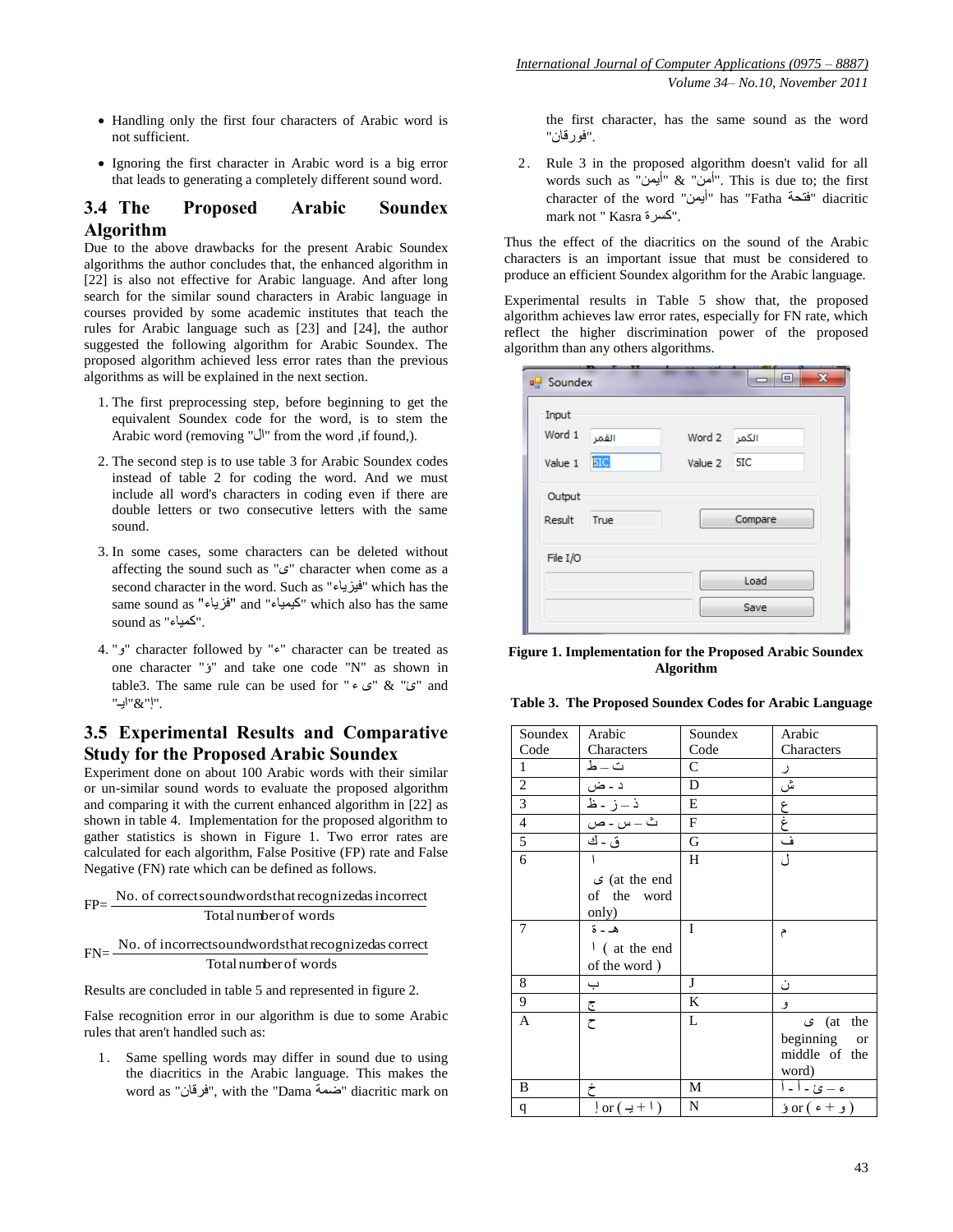- Handling only the first four characters of Arabic word is not sufficient.
- Ignoring the first character in Arabic word is a big error that leads to generating a completely different sound word.

## 3.4 The Proposed Arabic Soundex Algorithm

Due to the above drawbacks for the present Arabic Soundex algorithms the author concludes that, the enhanced algorithm in [22] is also not effective for Arabic language. And after long search for the similar sound characters in Arabic language in courses provided by some academic institutes that teach the rules for Arabic language such as [23] and [24], the author suggested the following algorithm for Arabic Soundex. The proposed algorithm achieved less error rates than the previous algorithms as will be explained in the next section.

1. The first preprocessing step, before beginning to get the equivalent Soundex code for the word, is to stem the Arabic word (removing "ال" from the word ,if found,).
2. The second step is to use table 3 for Arabic Soundex codes instead of table 2 for coding the word. And we must include all word's characters in coding even if there are double letters or two consecutive letters with the same sound.
3. In some cases, some characters can be deleted without affecting the sound such as "ى" character when come as a second character in the word. Such as "فيزياء" which has the same sound as "فزياء" and "كيمياء" which also has the same sound as "كمياء".
4. "و" character followed by "ء" character can be treated as one character "ؤ" and take one code "N" as shown in table3. The same rule can be used for " ى ء" & "ئ" and "اء"&"إ".

## 3.5 Experimental Results and Comparative Study for the Proposed Arabic Soundex

Experiment done on about 100 Arabic words with their similar or un-similar sound words to evaluate the proposed algorithm and comparing it with the current enhanced algorithm in [22] as shown in table 4. Implementation for the proposed algorithm to gather statistics is shown in Figure 1. Two error rates are calculated for each algorithm, False Positive (FP) rate and False Negative (FN) rate which can be defined as follows.

$$FP = \frac{\text{No. of correct sound words that recognized as incorrect}}{\text{Total number of words}}$$

$$FN = \frac{\text{No. of incorrect sound words that recognized as correct}}{\text{Total number of words}}$$

Results are concluded in table 5 and represented in figure 2.

False recognition error in our algorithm is due to some Arabic rules that aren't handled such as:

1. Same spelling words may differ in sound due to using the diacritics in the Arabic language. This makes the word as "فرقان", with the "Dama ضمة" diacritic mark on the first character, has the same sound as the word "فورقان".
2. Rule 3 in the proposed algorithm doesn't valid for all words such as "أيمن" & "أمن". This is due to; the first character of the word "أيمن" has "Fatha فتحة" diacritic mark not " Kasra كسرة".

Thus the effect of the diacritics on the sound of the Arabic characters is an important issue that must be considered to produce an efficient Soundex algorithm for the Arabic language.

Experimental results in Table 5 show that, the proposed algorithm achieves law error rates, especially for FN rate, which reflect the higher discrimination power of the proposed algorithm than any others algorithms.

**Figure 1. Implementation for the Proposed Arabic Soundex Algorithm**

**Table 3. The Proposed Soundex Codes for Arabic Language**

| Soundex Code | Arabic Characters | Soundex Code | Arabic Characters |
|---|---|---|---|
| 1 | ت – ط | C | ر |
| 2 | د - ض | D | ش |
| 3 | ذ – ز - ظ | E | ع |
| 4 | ث – س - ص | F | غ |
| 5 | ق - ك | G | ف |
| 6 | ا<br>ى (at the end of the word only) | H | ل |
| 7 | هـ - ة<br>ا ( at the end of the word ) | I | م |
| 8 | ب | J | ن |
| 9 | ج | K | و |
| A | ح | L | ى (at the beginning or middle of the word) |
| B | خ | M | ء – ئ - أ - آ |
| q | إ or ( يـ + ا ) | N | ؤ or ( ء + و ) |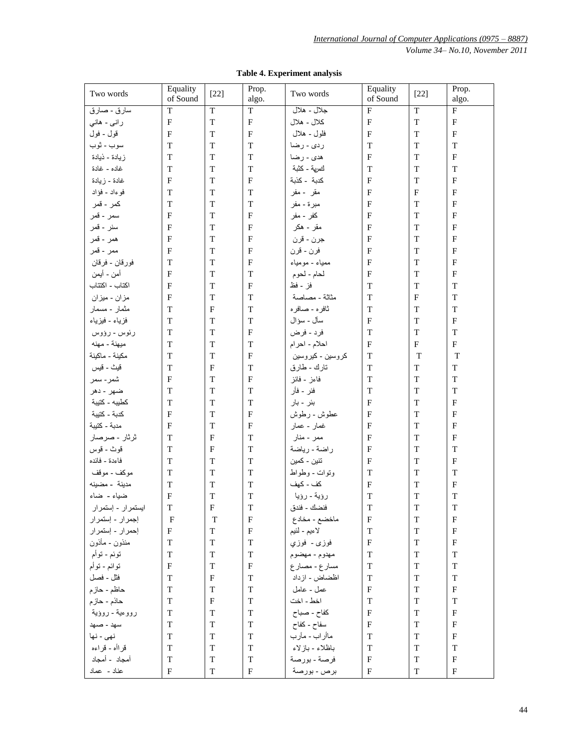**Table 4. Experiment analysis**

| Two words | Equality of Sound | [22] | Prop. algo. | Two words | Equality of Sound | [22] | Prop. algo. |
|---|---|---|---|---|---|---|---|
| سارق - صارق | T | T | T | جلال - هلال | F | T | F |
| رائى - هانى | F | T | F | كلال - هلال | F | T | F |
| قول - فول | F | T | F | فلول - هلال | F | T | F |
| سوب - ثوب | T | T | T | ردى - رضا | T | T | T |
| زيادة - ذيادة | T | T | T | هدى - رضا | F | T | F |
| غاده - غادة | T | T | T | كسبة - كثبة | T | T | T |
| غادة - زيادة | F | T | F | كدبة - كذبة | F | T | F |
| فوءاد - فؤاد | T | T | T | مقر - مفر | F | F | F |
| كمر - قمر | T | T | T | مبرة - مفر | F | T | F |
| سمر - قمر | F | T | F | كفر - مفر | F | T | F |
| سنر - قمر | F | T | F | مقر - هكر | F | T | F |
| همر - قمر | F | T | F | جرن - قرن | F | T | F |
| ممر - قمر | F | T | F | فرن - قرن | F | T | F |
| فورقان - فرقان | T | T | F | ممياء - مومياء | F | T | F |
| أمن - أيمن | F | T | T | لحام - لحوم | F | T | F |
| اكتاب - اكتئاب | F | T | F | فز - فظ | T | T | T |
| مزان - ميزان | F | T | T | مثاثة - مصاصة | T | F | T |
| مثمار - مسمار | T | F | T | ثافره - صافره | T | T | T |
| فزياء - فيزياء | T | T | T | سآل - سؤال | F | T | F |
| رئوس - رؤوس | T | T | F | فرد - فرض | T | T | T |
| ميهنة - مهنه | T | T | T | احلام - احرام | F | F | F |
| مكينة - ماكينة | T | T | F | كروسين - كيروسين | T | T | T |
| قيث - قيس | T | F | T | تارك - طارق | T | T | T |
| شمر - سمر | F | T | F | فاءز - فائز | T | T | T |
| ضهر - دهر | T | T | T | فئر - فأر | T | T | T |
| كطيبه - كتيبة | T | T | T | بئر - بار | F | T | F |
| كدبة - كتيبة | F | T | F | عطوش - رطوش | F | T | F |
| مدبة - كتيبة | F | T | F | غمار - عمار | F | T | F |
| ثرثار - صرصار | T | F | T | ممر - منار | F | T | F |
| قوث - قوس | T | F | T | راضة - رياضة | F | T | T |
| فاءدة - فائده | T | T | T | تنين - كمين | F | T | F |
| موكف - موقف | T | T | T | وتوات - وطواط | T | T | T |
| مدينة - مضينه | T | T | T | كف - كهف | F | T | F |
| ضياء - ضاء | F | T | T | رؤية - رؤيا | T | T | T |
| ايستمرار - إستمرار | T | F | T | فنضك - فندق | T | T | T |
| إجمرار - إستمرار | F | T | F | ماخضع - مخادع | F | T | F |
| إحمرار - إستمرار | F | T | F | لاءيم - لئيم | T | T | F |
| مئذون - مأذون | T | T | T | فوزى - فوزي | F | T | F |
| توئم - توأم | T | T | T | مهدوم - مهضوم | T | T | T |
| توائم - توأم | F | T | F | مسارع - مصارع | T | T | T |
| فثل - فصل | T | F | T | اظضاض - ازداد | T | T | T |
| حاظم - حازم | T | T | T | عمل - عامل | F | T | F |
| حاذم - حازم | T | F | T | اخط - اخت | T | T | T |
| رووءية - رؤية | T | T | T | كفاح - صباح | F | T | F |
| سهد - صهد | T | T | T | سفاح - كفاح | F | T | F |
| نهى - نها | T | T | T | مأاراب - مآرب | T | T | F |
| قراأه - قراءه | T | T | T | باظلاء - بازلاء | T | T | T |
| آمجاد - أمجاد | T | T | T | فرصة - بورصة | F | T | F |
| عناد - عماد | F | T | F | برص - بورصة | F | T | F |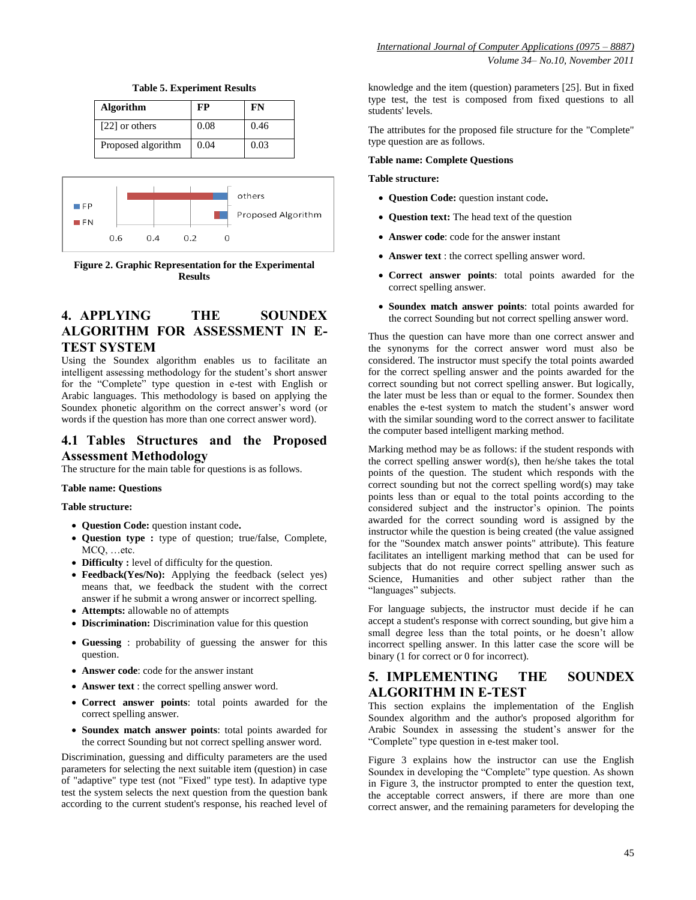**Table 5. Experiment Results**

| Algorithm | FP | FN |
|---|---|---|
| [22] or others | 0.08 | 0.46 |
| Proposed algorithm | 0.04 | 0.03 |

**Figure 2. Graphic Representation for the Experimental Results**

## 4. APPLYING THE SOUNDEX ALGORITHM FOR ASSESSMENT IN E-TEST SYSTEM

Using the Soundex algorithm enables us to facilitate an intelligent assessing methodology for the student's short answer for the "Complete" type question in e-test with English or Arabic languages. This methodology is based on applying the Soundex phonetic algorithm on the correct answer's word (or words if the question has more than one correct answer word).

### 4.1 Tables Structures and the Proposed Assessment Methodology

The structure for the main table for questions is as follows.

**Table name: Questions**

**Table structure:**

- **Question Code:** question instant code**.**
- **Question type :** type of question; true/false, Complete, MCQ, …etc.
- **Difficulty :** level of difficulty for the question.
- **Feedback(Yes/No):** Applying the feedback (select yes) means that, we feedback the student with the correct answer if he submit a wrong answer or incorrect spelling.
- **Attempts:** allowable no of attempts
- **Discrimination:** Discrimination value for this question
- **Guessing** : probability of guessing the answer for this question.
- **Answer code**: code for the answer instant
- **Answer text** : the correct spelling answer word.
- **Correct answer points**: total points awarded for the correct spelling answer.
- **Soundex match answer points**: total points awarded for the correct Sounding but not correct spelling answer word.

Discrimination, guessing and difficulty parameters are the used parameters for selecting the next suitable item (question) in case of "adaptive" type test (not "Fixed" type test). In adaptive type test the system selects the next question from the question bank according to the current student's response, his reached level of knowledge and the item (question) parameters [25]. But in fixed type test, the test is composed from fixed questions to all students' levels.

The attributes for the proposed file structure for the "Complete" type question are as follows.

**Table name: Complete Questions**

**Table structure:**

- **Question Code:** question instant code**.**
- **Question text:** The head text of the question
- **Answer code**: code for the answer instant
- **Answer text** : the correct spelling answer word.
- **Correct answer points**: total points awarded for the correct spelling answer.
- **Soundex match answer points**: total points awarded for the correct Sounding but not correct spelling answer word.

Thus the question can have more than one correct answer and the synonyms for the correct answer word must also be considered. The instructor must specify the total points awarded for the correct spelling answer and the points awarded for the correct sounding but not correct spelling answer. But logically, the later must be less than or equal to the former. Soundex then enables the e-test system to match the student's answer word with the similar sounding word to the correct answer to facilitate the computer based intelligent marking method.

Marking method may be as follows: if the student responds with the correct spelling answer word(s), then he/she takes the total points of the question. The student which responds with the correct sounding but not the correct spelling word(s) may take points less than or equal to the total points according to the considered subject and the instructor's opinion. The points awarded for the correct sounding word is assigned by the instructor while the question is being created (the value assigned for the "Soundex match answer points" attribute). This feature facilitates an intelligent marking method that can be used for subjects that do not require correct spelling answer such as Science, Humanities and other subject rather than the "languages" subjects.

For language subjects, the instructor must decide if he can accept a student's response with correct sounding, but give him a small degree less than the total points, or he doesn't allow incorrect spelling answer. In this latter case the score will be binary (1 for correct or 0 for incorrect).

## 5. IMPLEMENTING THE SOUNDEX ALGORITHM IN E-TEST

This section explains the implementation of the English Soundex algorithm and the author's proposed algorithm for Arabic Soundex in assessing the student's answer for the "Complete" type question in e-test maker tool.

Figure 3 explains how the instructor can use the English Soundex in developing the "Complete" type question. As shown in Figure 3, the instructor prompted to enter the question text, the acceptable correct answers, if there are more than one correct answer, and the remaining parameters for developing the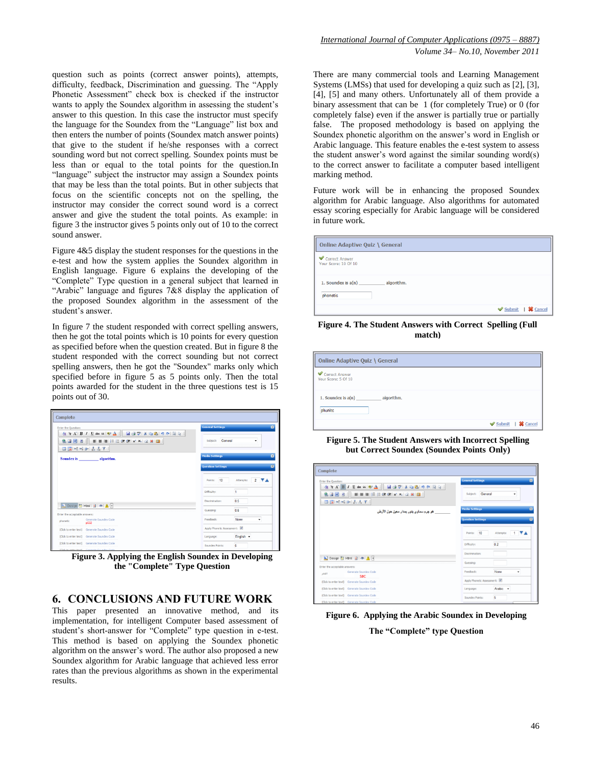question such as points (correct answer points), attempts, difficulty, feedback, Discrimination and guessing. The "Apply Phonetic Assessment" check box is checked if the instructor wants to apply the Soundex algorithm in assessing the student's answer to this question. In this case the instructor must specify the language for the Soundex from the "Language" list box and then enters the number of points (Soundex match answer points) that give to the student if he/she responses with a correct sounding word but not correct spelling. Soundex points must be less than or equal to the total points for the question.In "language" subject the instructor may assign a Soundex points that may be less than the total points. But in other subjects that focus on the scientific concepts not on the spelling, the instructor may consider the correct sound word is a correct answer and give the student the total points. As example: in figure 3 the instructor gives 5 points only out of 10 to the correct sound answer.

Figure 4&5 display the student responses for the questions in the e-test and how the system applies the Soundex algorithm in English language. Figure 6 explains the developing of the "Complete" Type question in a general subject that learned in "Arabic" language and figures 7&8 display the application of the proposed Soundex algorithm in the assessment of the student's answer.

In figure 7 the student responded with correct spelling answers, then he got the total points which is 10 points for every question as specified before when the question created. But in figure 8 the student responded with the correct sounding but not correct spelling answers, then he got the "Soundex" marks only which specified before in figure 5 as 5 points only. Then the total points awarded for the student in the three questions test is 15 points out of 30.

**Figure 3. Applying the English Soundex in Developing the "Complete" Type Question**

## 6. CONCLUSIONS AND FUTURE WORK

This paper presented an innovative method, and its implementation, for intelligent Computer based assessment of student's short-answer for "Complete" type question in e-test. This method is based on applying the Soundex phonetic algorithm on the answer's word. The author also proposed a new Soundex algorithm for Arabic language that achieved less error rates than the previous algorithms as shown in the experimental results.

There are many commercial tools and Learning Management Systems (LMSs) that used for developing a quiz such as [2], [3], [4], [5] and many others. Unfortunately all of them provide a binary assessment that can be 1 (for completely True) or 0 (for completely false) even if the answer is partially true or partially false. The proposed methodology is based on applying the Soundex phonetic algorithm on the answer's word in English or Arabic language. This feature enables the e-test system to assess the student answer's word against the similar sounding word(s) to the correct answer to facilitate a computer based intelligent marking method.

Future work will be in enhancing the proposed Soundex algorithm for Arabic language. Also algorithms for automated essay scoring especially for Arabic language will be considered in future work.

**Figure 4. The Student Answers with Correct Spelling (Full match)**

**Figure 5. The Student Answers with Incorrect Spelling but Correct Soundex (Soundex Points Only)**

**Figure 6. Applying the Arabic Soundex in Developing The "Complete" type Question**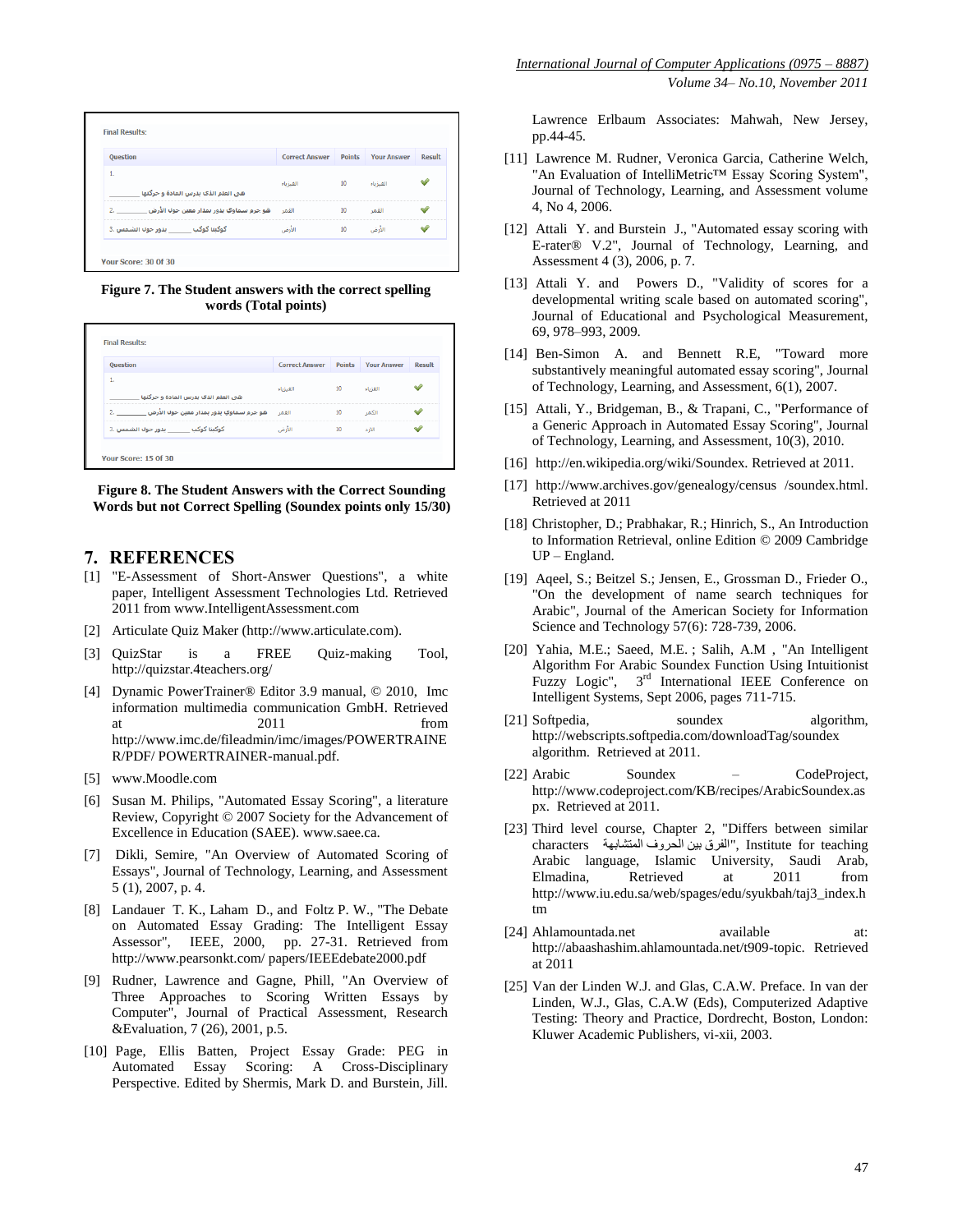Figure 7. The Student answers with the correct spelling words (Total points)

Figure 8. The Student Answers with the Correct Sounding Words but not Correct Spelling (Soundex points only 15/30)

## 7. REFERENCES

[1] "E-Assessment of Short-Answer Questions", a white paper, Intelligent Assessment Technologies Ltd. Retrieved 2011 from www.IntelligentAssessment.com

[2] Articulate Quiz Maker (http://www.articulate.com).

[3] QuizStar is a FREE Quiz-making Tool, http://quizstar.4teachers.org/

[4] Dynamic PowerTrainer® Editor 3.9 manual, © 2010, Imc information multimedia communication GmbH. Retrieved at 2011 from http://www.imc.de/fileadmin/imc/images/POWERTRAINER/PDF/ POWERTRAINER-manual.pdf.

[5] www.Moodle.com

[6] Susan M. Philips, "Automated Essay Scoring", a literature Review, Copyright © 2007 Society for the Advancement of Excellence in Education (SAEE). www.saee.ca.

[7] Dikli, Semire, "An Overview of Automated Scoring of Essays", Journal of Technology, Learning, and Assessment 5 (1), 2007, p. 4.

[8] Landauer T. K., Laham D., and Foltz P. W., "The Debate on Automated Essay Grading: The Intelligent Essay Assessor", IEEE, 2000, pp. 27-31. Retrieved from http://www.pearsonkt.com/ papers/IEEEdebate2000.pdf

[9] Rudner, Lawrence and Gagne, Phill, "An Overview of Three Approaches to Scoring Written Essays by Computer", Journal of Practical Assessment, Research &Evaluation, 7 (26), 2001, p.5.

[10] Page, Ellis Batten, Project Essay Grade: PEG in Automated Essay Scoring: A Cross-Disciplinary Perspective. Edited by Shermis, Mark D. and Burstein, Jill. Lawrence Erlbaum Associates: Mahwah, New Jersey, pp.44-45.

[11] Lawrence M. Rudner, Veronica Garcia, Catherine Welch, "An Evaluation of IntelliMetric™ Essay Scoring System", Journal of Technology, Learning, and Assessment volume 4, No 4, 2006.

[12] Attali Y. and Burstein J., "Automated essay scoring with E-rater® V.2", Journal of Technology, Learning, and Assessment 4 (3), 2006, p. 7.

[13] Attali Y. and Powers D., "Validity of scores for a developmental writing scale based on automated scoring", Journal of Educational and Psychological Measurement, 69, 978–993, 2009.

[14] Ben-Simon A. and Bennett R.E, "Toward more substantively meaningful automated essay scoring", Journal of Technology, Learning, and Assessment, 6(1), 2007.

[15] Attali, Y., Bridgeman, B., & Trapani, C., "Performance of a Generic Approach in Automated Essay Scoring", Journal of Technology, Learning, and Assessment, 10(3), 2010.

[16] http://en.wikipedia.org/wiki/Soundex. Retrieved at 2011.

[17] http://www.archives.gov/genealogy/census /soundex.html. Retrieved at 2011

[18] Christopher, D.; Prabhakar, R.; Hinrich, S., An Introduction to Information Retrieval, online Edition © 2009 Cambridge UP – England.

[19] Aqeel, S.; Beitzel S.; Jensen, E., Grossman D., Frieder O., "On the development of name search techniques for Arabic", Journal of the American Society for Information Science and Technology 57(6): 728-739, 2006.

[20] Yahia, M.E.; Saeed, M.E. ; Salih, A.M , "An Intelligent Algorithm For Arabic Soundex Function Using Intuitionist Fuzzy Logic", 3rd International IEEE Conference on Intelligent Systems, Sept 2006, pages 711-715.

[21] Softpedia, soundex algorithm, http://webscripts.softpedia.com/downloadTag/soundex algorithm. Retrieved at 2011.

[22] Arabic Soundex – CodeProject, http://www.codeproject.com/KB/recipes/ArabicSoundex.aspx. Retrieved at 2011.

[23] Third level course, Chapter 2, "Differs between similar characters الفرق بين الحروف المتشابهة", Institute for teaching Arabic language, Islamic University, Saudi Arab, Elmadina, Retrieved at 2011 from http://www.iu.edu.sa/web/spages/edu/syukbah/taj3_index.htm

[24] Ahlamountada.net available at: http://abaashashim.ahlamountada.net/t909-topic. Retrieved at 2011

[25] Van der Linden W.J. and Glas, C.A.W. Preface. In van der Linden, W.J., Glas, C.A.W (Eds), Computerized Adaptive Testing: Theory and Practice, Dordrecht, Boston, London: Kluwer Academic Publishers, vi-xii, 2003.